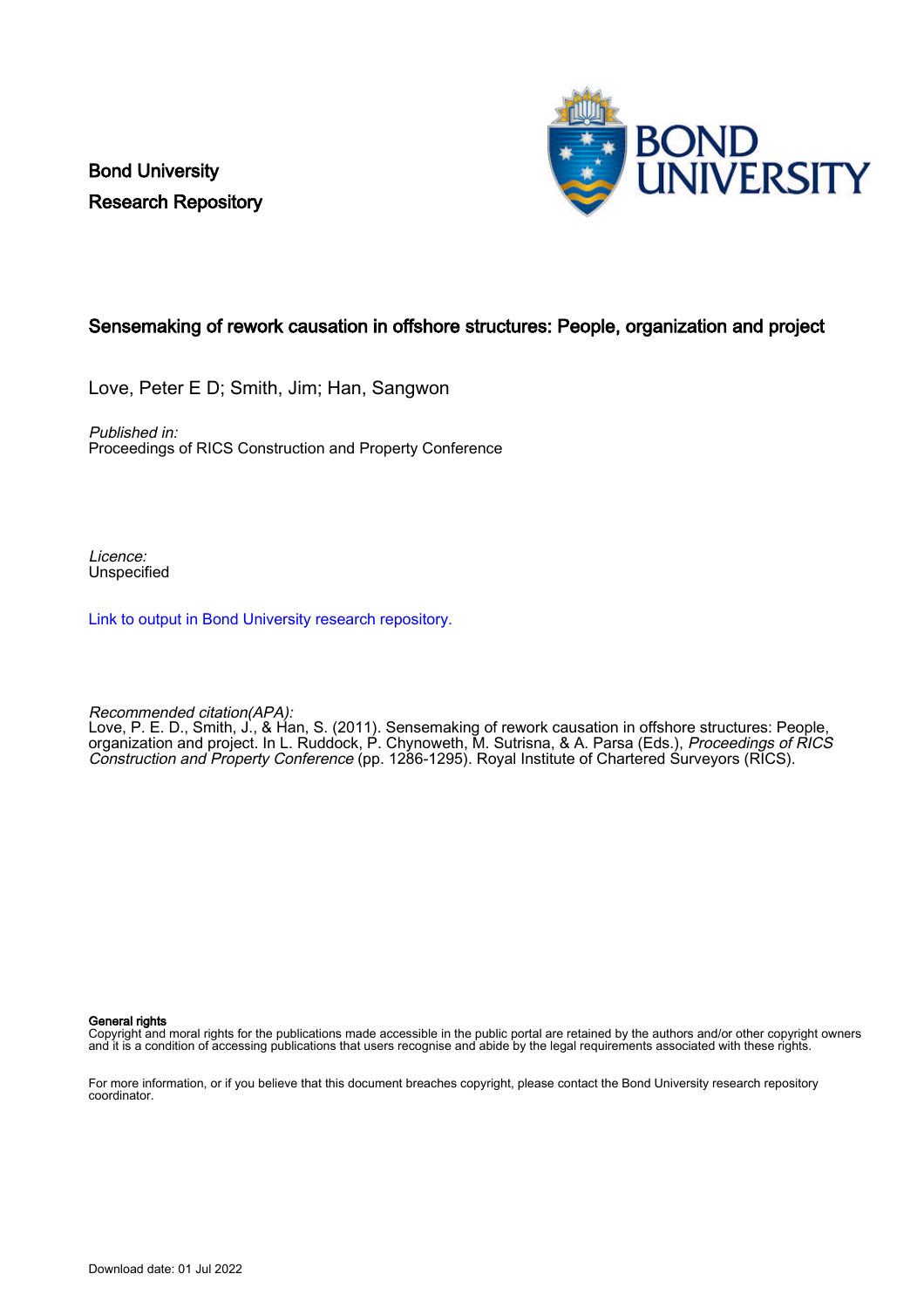Bond University
Research Repository

# Sensemaking of rework causation in offshore structures: People, organization and project

Love, Peter E D; Smith, Jim; Han, Sangwon

*Published in:*
Proceedings of RICS Construction and Property Conference

*Licence:*
Unspecified

Link to output in Bond University research repository.

*Recommended citation(APA):*
Love, P. E. D., Smith, J., & Han, S. (2011). Sensemaking of rework causation in offshore structures: People, organization and project. In L. Ruddock, P. Chynoweth, M. Sutrisna, & A. Parsa (Eds.), *Proceedings of RICS Construction and Property Conference* (pp. 1286-1295). Royal Institute of Chartered Surveyors (RICS).

**General rights**
Copyright and moral rights for the publications made accessible in the public portal are retained by the authors and/or other copyright owners and it is a condition of accessing publications that users recognise and abide by the legal requirements associated with these rights.

For more information, or if you believe that this document breaches copyright, please contact the Bond University research repository coordinator.

Download date: 01 Jul 2022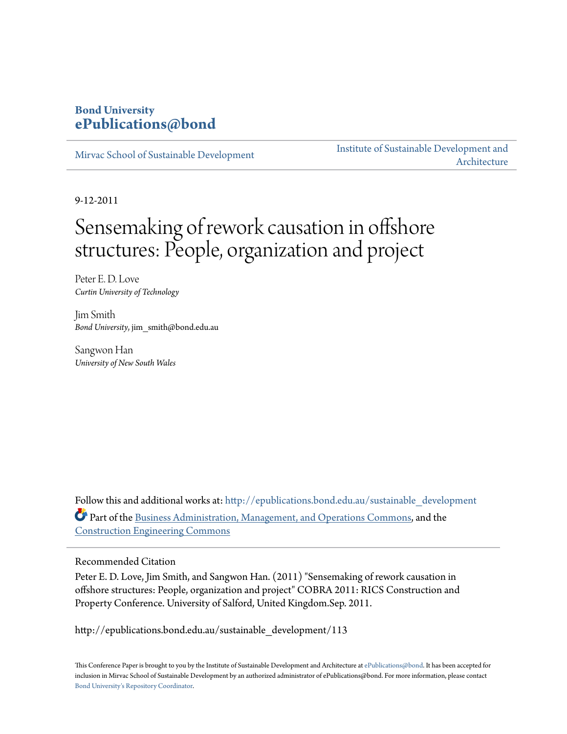Bond University
ePublications@bond

Mirvac School of Sustainable Development | Institute of Sustainable Development and Architecture

9-12-2011

# Sensemaking of rework causation in offshore structures: People, organization and project

Peter E. D. Love
*Curtin University of Technology*

Jim Smith
*Bond University*, jim_smith@bond.edu.au

Sangwon Han
*University of New South Wales*

Follow this and additional works at: http://epublications.bond.edu.au/sustainable_development

Part of the Business Administration, Management, and Operations Commons, and the Construction Engineering Commons

## Recommended Citation

Peter E. D. Love, Jim Smith, and Sangwon Han. (2011) "Sensemaking of rework causation in offshore structures: People, organization and project" COBRA 2011: RICS Construction and Property Conference. University of Salford, United Kingdom.Sep. 2011.

http://epublications.bond.edu.au/sustainable_development/113

This Conference Paper is brought to you by the Institute of Sustainable Development and Architecture at ePublications@bond. It has been accepted for inclusion in Mirvac School of Sustainable Development by an authorized administrator of ePublications@bond. For more information, please contact Bond University's Repository Coordinator.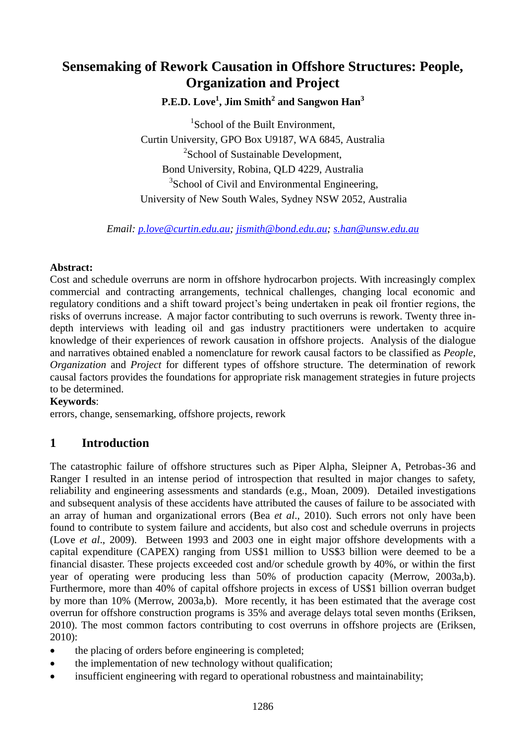# Sensemaking of Rework Causation in Offshore Structures: People, Organization and Project

**P.E.D. Love[1], Jim Smith[2] and Sangwon Han[3]**

[1]School of the Built Environment,
Curtin University, GPO Box U9187, WA 6845, Australia
[2]School of Sustainable Development,
Bond University, Robina, QLD 4229, Australia
[3]School of Civil and Environmental Engineering,
University of New South Wales, Sydney NSW 2052, Australia

*Email: p.love@curtin.edu.au; jismith@bond.edu.au; s.han@unsw.edu.au*

**Abstract:**
Cost and schedule overruns are norm in offshore hydrocarbon projects. With increasingly complex commercial and contracting arrangements, technical challenges, changing local economic and regulatory conditions and a shift toward project's being undertaken in peak oil frontier regions, the risks of overruns increase. A major factor contributing to such overruns is rework. Twenty three in-depth interviews with leading oil and gas industry practitioners were undertaken to acquire knowledge of their experiences of rework causation in offshore projects. Analysis of the dialogue and narratives obtained enabled a nomenclature for rework causal factors to be classified as *People*, *Organization* and *Project* for different types of offshore structure. The determination of rework causal factors provides the foundations for appropriate risk management strategies in future projects to be determined.

**Keywords**:
errors, change, sensemarking, offshore projects, rework

## 1 Introduction

The catastrophic failure of offshore structures such as Piper Alpha, Sleipner A, Petrobas-36 and Ranger I resulted in an intense period of introspection that resulted in major changes to safety, reliability and engineering assessments and standards (e.g., Moan, 2009). Detailed investigations and subsequent analysis of these accidents have attributed the causes of failure to be associated with an array of human and organizational errors (Bea *et al*., 2010). Such errors not only have been found to contribute to system failure and accidents, but also cost and schedule overruns in projects (Love *et al*., 2009). Between 1993 and 2003 one in eight major offshore developments with a capital expenditure (CAPEX) ranging from US$1 million to US$3 billion were deemed to be a financial disaster. These projects exceeded cost and/or schedule growth by 40%, or within the first year of operating were producing less than 50% of production capacity (Merrow, 2003a,b). Furthermore, more than 40% of capital offshore projects in excess of US$1 billion overran budget by more than 10% (Merrow, 2003a,b). More recently, it has been estimated that the average cost overrun for offshore construction programs is 35% and average delays total seven months (Eriksen, 2010). The most common factors contributing to cost overruns in offshore projects are (Eriksen, 2010):

- the placing of orders before engineering is completed;
- the implementation of new technology without qualification;
- insufficient engineering with regard to operational robustness and maintainability;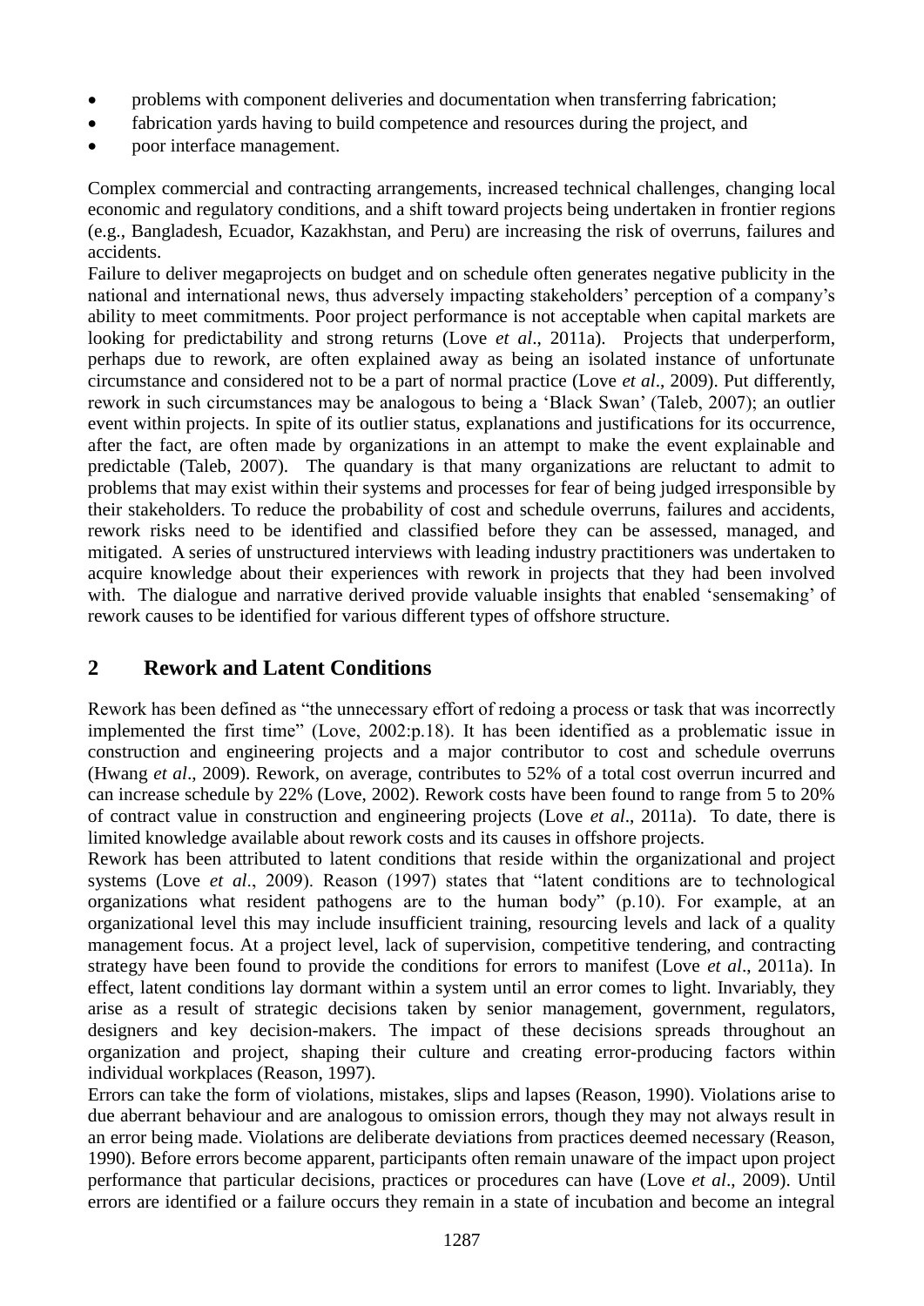- problems with component deliveries and documentation when transferring fabrication;
- fabrication yards having to build competence and resources during the project, and
- poor interface management.

Complex commercial and contracting arrangements, increased technical challenges, changing local economic and regulatory conditions, and a shift toward projects being undertaken in frontier regions (e.g., Bangladesh, Ecuador, Kazakhstan, and Peru) are increasing the risk of overruns, failures and accidents.

Failure to deliver megaprojects on budget and on schedule often generates negative publicity in the national and international news, thus adversely impacting stakeholders' perception of a company's ability to meet commitments. Poor project performance is not acceptable when capital markets are looking for predictability and strong returns (Love *et al*., 2011a). Projects that underperform, perhaps due to rework, are often explained away as being an isolated instance of unfortunate circumstance and considered not to be a part of normal practice (Love *et al*., 2009). Put differently, rework in such circumstances may be analogous to being a 'Black Swan' (Taleb, 2007); an outlier event within projects. In spite of its outlier status, explanations and justifications for its occurrence, after the fact, are often made by organizations in an attempt to make the event explainable and predictable (Taleb, 2007). The quandary is that many organizations are reluctant to admit to problems that may exist within their systems and processes for fear of being judged irresponsible by their stakeholders. To reduce the probability of cost and schedule overruns, failures and accidents, rework risks need to be identified and classified before they can be assessed, managed, and mitigated. A series of unstructured interviews with leading industry practitioners was undertaken to acquire knowledge about their experiences with rework in projects that they had been involved with. The dialogue and narrative derived provide valuable insights that enabled 'sensemaking' of rework causes to be identified for various different types of offshore structure.

## 2 Rework and Latent Conditions

Rework has been defined as "the unnecessary effort of redoing a process or task that was incorrectly implemented the first time" (Love, 2002:p.18). It has been identified as a problematic issue in construction and engineering projects and a major contributor to cost and schedule overruns (Hwang *et al*., 2009). Rework, on average, contributes to 52% of a total cost overrun incurred and can increase schedule by 22% (Love, 2002). Rework costs have been found to range from 5 to 20% of contract value in construction and engineering projects (Love *et al*., 2011a). To date, there is limited knowledge available about rework costs and its causes in offshore projects.

Rework has been attributed to latent conditions that reside within the organizational and project systems (Love *et al*., 2009). Reason (1997) states that "latent conditions are to technological organizations what resident pathogens are to the human body" (p.10). For example, at an organizational level this may include insufficient training, resourcing levels and lack of a quality management focus. At a project level, lack of supervision, competitive tendering, and contracting strategy have been found to provide the conditions for errors to manifest (Love *et al*., 2011a). In effect, latent conditions lay dormant within a system until an error comes to light. Invariably, they arise as a result of strategic decisions taken by senior management, government, regulators, designers and key decision-makers. The impact of these decisions spreads throughout an organization and project, shaping their culture and creating error-producing factors within individual workplaces (Reason, 1997).

Errors can take the form of violations, mistakes, slips and lapses (Reason, 1990). Violations arise to due aberrant behaviour and are analogous to omission errors, though they may not always result in an error being made. Violations are deliberate deviations from practices deemed necessary (Reason, 1990). Before errors become apparent, participants often remain unaware of the impact upon project performance that particular decisions, practices or procedures can have (Love *et al*., 2009). Until errors are identified or a failure occurs they remain in a state of incubation and become an integral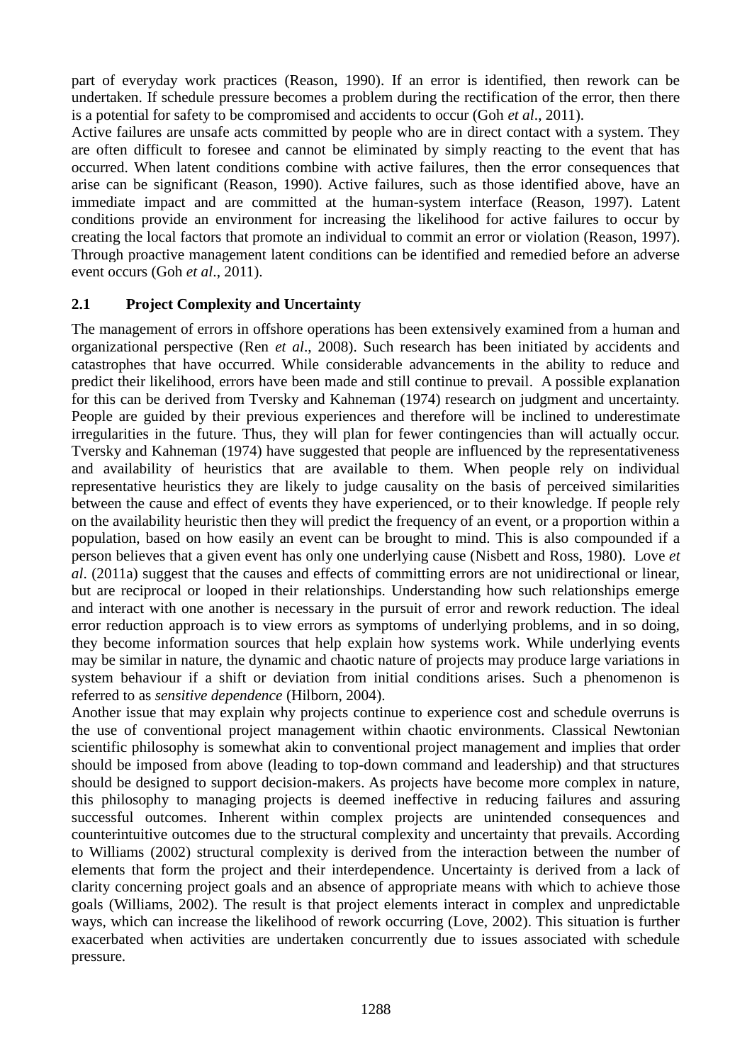part of everyday work practices (Reason, 1990). If an error is identified, then rework can be undertaken. If schedule pressure becomes a problem during the rectification of the error, then there is a potential for safety to be compromised and accidents to occur (Goh *et al*., 2011).

Active failures are unsafe acts committed by people who are in direct contact with a system. They are often difficult to foresee and cannot be eliminated by simply reacting to the event that has occurred. When latent conditions combine with active failures, then the error consequences that arise can be significant (Reason, 1990). Active failures, such as those identified above, have an immediate impact and are committed at the human-system interface (Reason, 1997). Latent conditions provide an environment for increasing the likelihood for active failures to occur by creating the local factors that promote an individual to commit an error or violation (Reason, 1997). Through proactive management latent conditions can be identified and remedied before an adverse event occurs (Goh *et al*., 2011).

## 2.1 Project Complexity and Uncertainty

The management of errors in offshore operations has been extensively examined from a human and organizational perspective (Ren *et al*., 2008). Such research has been initiated by accidents and catastrophes that have occurred. While considerable advancements in the ability to reduce and predict their likelihood, errors have been made and still continue to prevail. A possible explanation for this can be derived from Tversky and Kahneman (1974) research on judgment and uncertainty. People are guided by their previous experiences and therefore will be inclined to underestimate irregularities in the future. Thus, they will plan for fewer contingencies than will actually occur. Tversky and Kahneman (1974) have suggested that people are influenced by the representativeness and availability of heuristics that are available to them. When people rely on individual representative heuristics they are likely to judge causality on the basis of perceived similarities between the cause and effect of events they have experienced, or to their knowledge. If people rely on the availability heuristic then they will predict the frequency of an event, or a proportion within a population, based on how easily an event can be brought to mind. This is also compounded if a person believes that a given event has only one underlying cause (Nisbett and Ross, 1980). Love *et al*. (2011a) suggest that the causes and effects of committing errors are not unidirectional or linear, but are reciprocal or looped in their relationships. Understanding how such relationships emerge and interact with one another is necessary in the pursuit of error and rework reduction. The ideal error reduction approach is to view errors as symptoms of underlying problems, and in so doing, they become information sources that help explain how systems work. While underlying events may be similar in nature, the dynamic and chaotic nature of projects may produce large variations in system behaviour if a shift or deviation from initial conditions arises. Such a phenomenon is referred to as *sensitive dependence* (Hilborn, 2004).

Another issue that may explain why projects continue to experience cost and schedule overruns is the use of conventional project management within chaotic environments. Classical Newtonian scientific philosophy is somewhat akin to conventional project management and implies that order should be imposed from above (leading to top-down command and leadership) and that structures should be designed to support decision-makers. As projects have become more complex in nature, this philosophy to managing projects is deemed ineffective in reducing failures and assuring successful outcomes. Inherent within complex projects are unintended consequences and counterintuitive outcomes due to the structural complexity and uncertainty that prevails. According to Williams (2002) structural complexity is derived from the interaction between the number of elements that form the project and their interdependence. Uncertainty is derived from a lack of clarity concerning project goals and an absence of appropriate means with which to achieve those goals (Williams, 2002). The result is that project elements interact in complex and unpredictable ways, which can increase the likelihood of rework occurring (Love, 2002). This situation is further exacerbated when activities are undertaken concurrently due to issues associated with schedule pressure.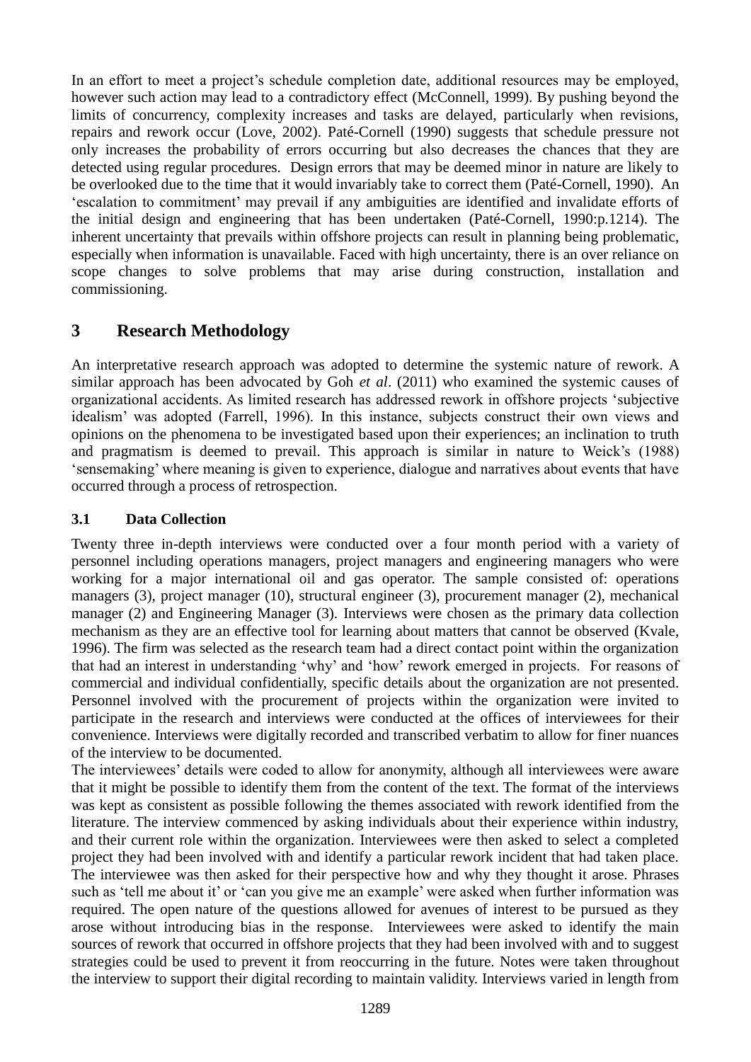In an effort to meet a project's schedule completion date, additional resources may be employed, however such action may lead to a contradictory effect (McConnell, 1999). By pushing beyond the limits of concurrency, complexity increases and tasks are delayed, particularly when revisions, repairs and rework occur (Love, 2002). Paté-Cornell (1990) suggests that schedule pressure not only increases the probability of errors occurring but also decreases the chances that they are detected using regular procedures. Design errors that may be deemed minor in nature are likely to be overlooked due to the time that it would invariably take to correct them (Paté-Cornell, 1990). An 'escalation to commitment' may prevail if any ambiguities are identified and invalidate efforts of the initial design and engineering that has been undertaken (Paté-Cornell, 1990:p.1214). The inherent uncertainty that prevails within offshore projects can result in planning being problematic, especially when information is unavailable. Faced with high uncertainty, there is an over reliance on scope changes to solve problems that may arise during construction, installation and commissioning.

## 3 Research Methodology

An interpretative research approach was adopted to determine the systemic nature of rework. A similar approach has been advocated by Goh *et al*. (2011) who examined the systemic causes of organizational accidents. As limited research has addressed rework in offshore projects 'subjective idealism' was adopted (Farrell, 1996). In this instance, subjects construct their own views and opinions on the phenomena to be investigated based upon their experiences; an inclination to truth and pragmatism is deemed to prevail. This approach is similar in nature to Weick's (1988) 'sensemaking' where meaning is given to experience, dialogue and narratives about events that have occurred through a process of retrospection.

### 3.1 Data Collection

Twenty three in-depth interviews were conducted over a four month period with a variety of personnel including operations managers, project managers and engineering managers who were working for a major international oil and gas operator. The sample consisted of: operations managers (3), project manager (10), structural engineer (3), procurement manager (2), mechanical manager (2) and Engineering Manager (3). Interviews were chosen as the primary data collection mechanism as they are an effective tool for learning about matters that cannot be observed (Kvale, 1996). The firm was selected as the research team had a direct contact point within the organization that had an interest in understanding 'why' and 'how' rework emerged in projects. For reasons of commercial and individual confidentially, specific details about the organization are not presented. Personnel involved with the procurement of projects within the organization were invited to participate in the research and interviews were conducted at the offices of interviewees for their convenience. Interviews were digitally recorded and transcribed verbatim to allow for finer nuances of the interview to be documented.

The interviewees' details were coded to allow for anonymity, although all interviewees were aware that it might be possible to identify them from the content of the text. The format of the interviews was kept as consistent as possible following the themes associated with rework identified from the literature. The interview commenced by asking individuals about their experience within industry, and their current role within the organization. Interviewees were then asked to select a completed project they had been involved with and identify a particular rework incident that had taken place. The interviewee was then asked for their perspective how and why they thought it arose. Phrases such as 'tell me about it' or 'can you give me an example' were asked when further information was required. The open nature of the questions allowed for avenues of interest to be pursued as they arose without introducing bias in the response. Interviewees were asked to identify the main sources of rework that occurred in offshore projects that they had been involved with and to suggest strategies could be used to prevent it from reoccurring in the future. Notes were taken throughout the interview to support their digital recording to maintain validity. Interviews varied in length from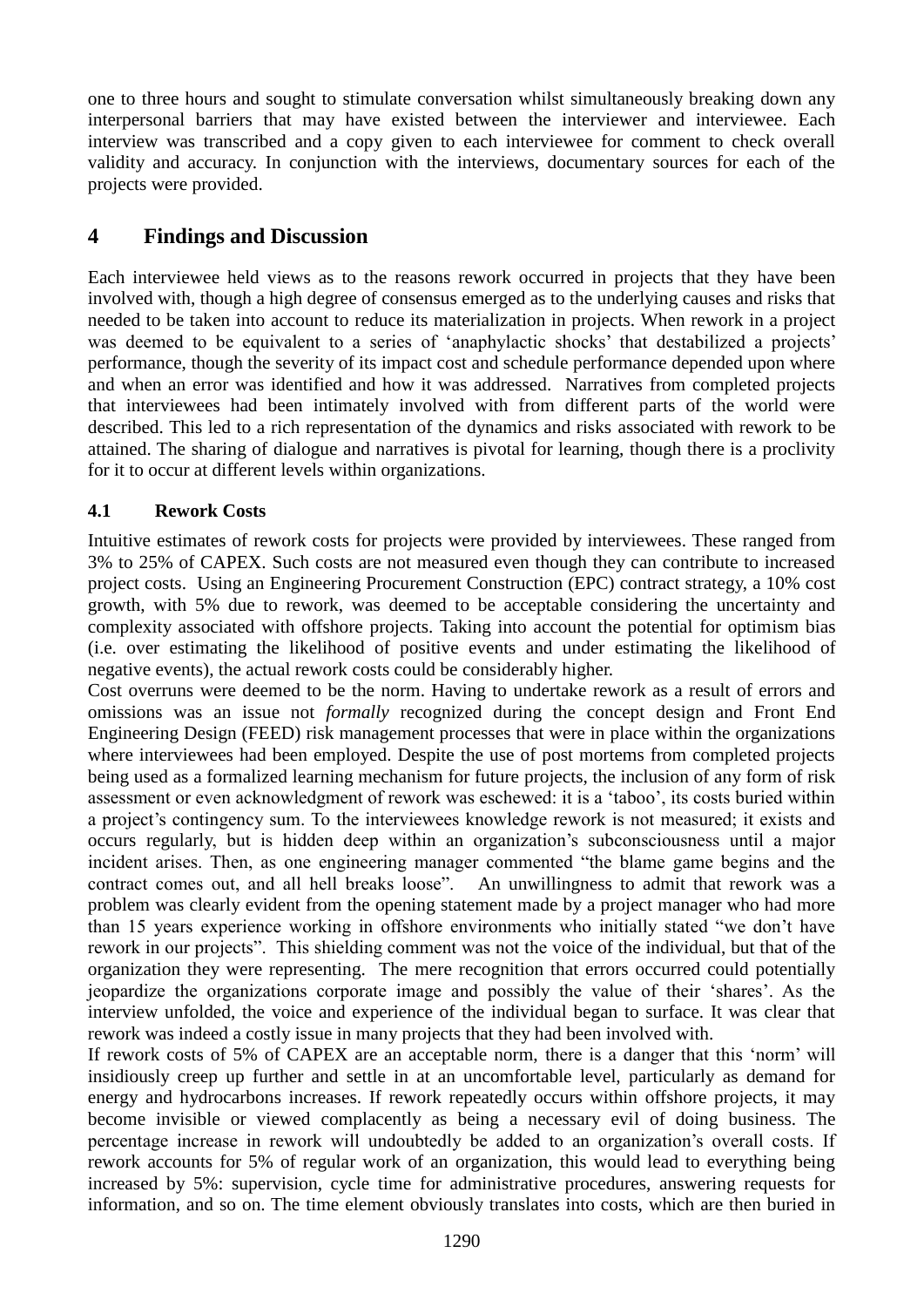one to three hours and sought to stimulate conversation whilst simultaneously breaking down any interpersonal barriers that may have existed between the interviewer and interviewee. Each interview was transcribed and a copy given to each interviewee for comment to check overall validity and accuracy. In conjunction with the interviews, documentary sources for each of the projects were provided.

# 4 Findings and Discussion

Each interviewee held views as to the reasons rework occurred in projects that they have been involved with, though a high degree of consensus emerged as to the underlying causes and risks that needed to be taken into account to reduce its materialization in projects. When rework in a project was deemed to be equivalent to a series of 'anaphylactic shocks' that destabilized a projects' performance, though the severity of its impact cost and schedule performance depended upon where and when an error was identified and how it was addressed. Narratives from completed projects that interviewees had been intimately involved with from different parts of the world were described. This led to a rich representation of the dynamics and risks associated with rework to be attained. The sharing of dialogue and narratives is pivotal for learning, though there is a proclivity for it to occur at different levels within organizations.

## 4.1 Rework Costs

Intuitive estimates of rework costs for projects were provided by interviewees. These ranged from 3% to 25% of CAPEX. Such costs are not measured even though they can contribute to increased project costs. Using an Engineering Procurement Construction (EPC) contract strategy, a 10% cost growth, with 5% due to rework, was deemed to be acceptable considering the uncertainty and complexity associated with offshore projects. Taking into account the potential for optimism bias (i.e. over estimating the likelihood of positive events and under estimating the likelihood of negative events), the actual rework costs could be considerably higher.

Cost overruns were deemed to be the norm. Having to undertake rework as a result of errors and omissions was an issue not *formally* recognized during the concept design and Front End Engineering Design (FEED) risk management processes that were in place within the organizations where interviewees had been employed. Despite the use of post mortems from completed projects being used as a formalized learning mechanism for future projects, the inclusion of any form of risk assessment or even acknowledgment of rework was eschewed: it is a 'taboo', its costs buried within a project's contingency sum. To the interviewees knowledge rework is not measured; it exists and occurs regularly, but is hidden deep within an organization's subconsciousness until a major incident arises. Then, as one engineering manager commented "the blame game begins and the contract comes out, and all hell breaks loose". An unwillingness to admit that rework was a problem was clearly evident from the opening statement made by a project manager who had more than 15 years experience working in offshore environments who initially stated "we don't have rework in our projects". This shielding comment was not the voice of the individual, but that of the organization they were representing. The mere recognition that errors occurred could potentially jeopardize the organizations corporate image and possibly the value of their 'shares'. As the interview unfolded, the voice and experience of the individual began to surface. It was clear that rework was indeed a costly issue in many projects that they had been involved with.

If rework costs of 5% of CAPEX are an acceptable norm, there is a danger that this 'norm' will insidiously creep up further and settle in at an uncomfortable level, particularly as demand for energy and hydrocarbons increases. If rework repeatedly occurs within offshore projects, it may become invisible or viewed complacently as being a necessary evil of doing business. The percentage increase in rework will undoubtedly be added to an organization's overall costs. If rework accounts for 5% of regular work of an organization, this would lead to everything being increased by 5%: supervision, cycle time for administrative procedures, answering requests for information, and so on. The time element obviously translates into costs, which are then buried in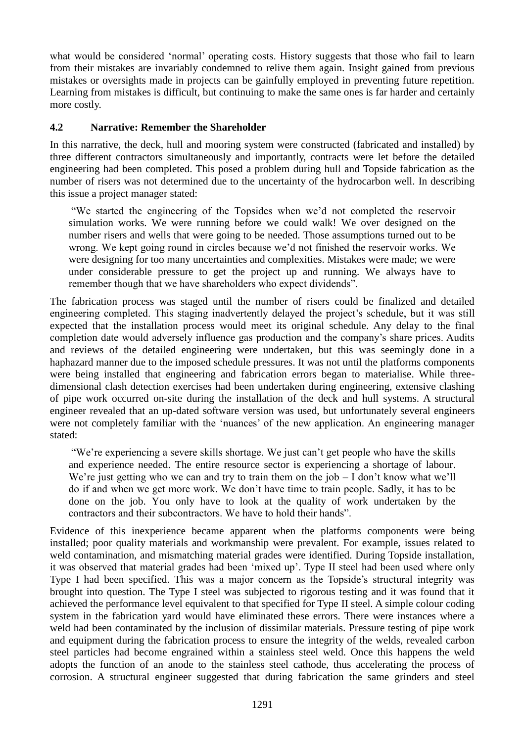what would be considered 'normal' operating costs. History suggests that those who fail to learn from their mistakes are invariably condemned to relive them again. Insight gained from previous mistakes or oversights made in projects can be gainfully employed in preventing future repetition. Learning from mistakes is difficult, but continuing to make the same ones is far harder and certainly more costly.

### 4.2 Narrative: Remember the Shareholder

In this narrative, the deck, hull and mooring system were constructed (fabricated and installed) by three different contractors simultaneously and importantly, contracts were let before the detailed engineering had been completed. This posed a problem during hull and Topside fabrication as the number of risers was not determined due to the uncertainty of the hydrocarbon well. In describing this issue a project manager stated:

> "We started the engineering of the Topsides when we'd not completed the reservoir simulation works. We were running before we could walk! We over designed on the number risers and wells that were going to be needed. Those assumptions turned out to be wrong. We kept going round in circles because we'd not finished the reservoir works. We were designing for too many uncertainties and complexities. Mistakes were made; we were under considerable pressure to get the project up and running. We always have to remember though that we have shareholders who expect dividends".

The fabrication process was staged until the number of risers could be finalized and detailed engineering completed. This staging inadvertently delayed the project's schedule, but it was still expected that the installation process would meet its original schedule. Any delay to the final completion date would adversely influence gas production and the company's share prices. Audits and reviews of the detailed engineering were undertaken, but this was seemingly done in a haphazard manner due to the imposed schedule pressures. It was not until the platforms components were being installed that engineering and fabrication errors began to materialise. While three-dimensional clash detection exercises had been undertaken during engineering, extensive clashing of pipe work occurred on-site during the installation of the deck and hull systems. A structural engineer revealed that an up-dated software version was used, but unfortunately several engineers were not completely familiar with the 'nuances' of the new application. An engineering manager stated:

> "We're experiencing a severe skills shortage. We just can't get people who have the skills and experience needed. The entire resource sector is experiencing a shortage of labour. We're just getting who we can and try to train them on the job – I don't know what we'll do if and when we get more work. We don't have time to train people. Sadly, it has to be done on the job. You only have to look at the quality of work undertaken by the contractors and their subcontractors. We have to hold their hands".

Evidence of this inexperience became apparent when the platforms components were being installed; poor quality materials and workmanship were prevalent. For example, issues related to weld contamination, and mismatching material grades were identified. During Topside installation, it was observed that material grades had been 'mixed up'. Type II steel had been used where only Type I had been specified. This was a major concern as the Topside's structural integrity was brought into question. The Type I steel was subjected to rigorous testing and it was found that it achieved the performance level equivalent to that specified for Type II steel. A simple colour coding system in the fabrication yard would have eliminated these errors. There were instances where a weld had been contaminated by the inclusion of dissimilar materials. Pressure testing of pipe work and equipment during the fabrication process to ensure the integrity of the welds, revealed carbon steel particles had become engrained within a stainless steel weld. Once this happens the weld adopts the function of an anode to the stainless steel cathode, thus accelerating the process of corrosion. A structural engineer suggested that during fabrication the same grinders and steel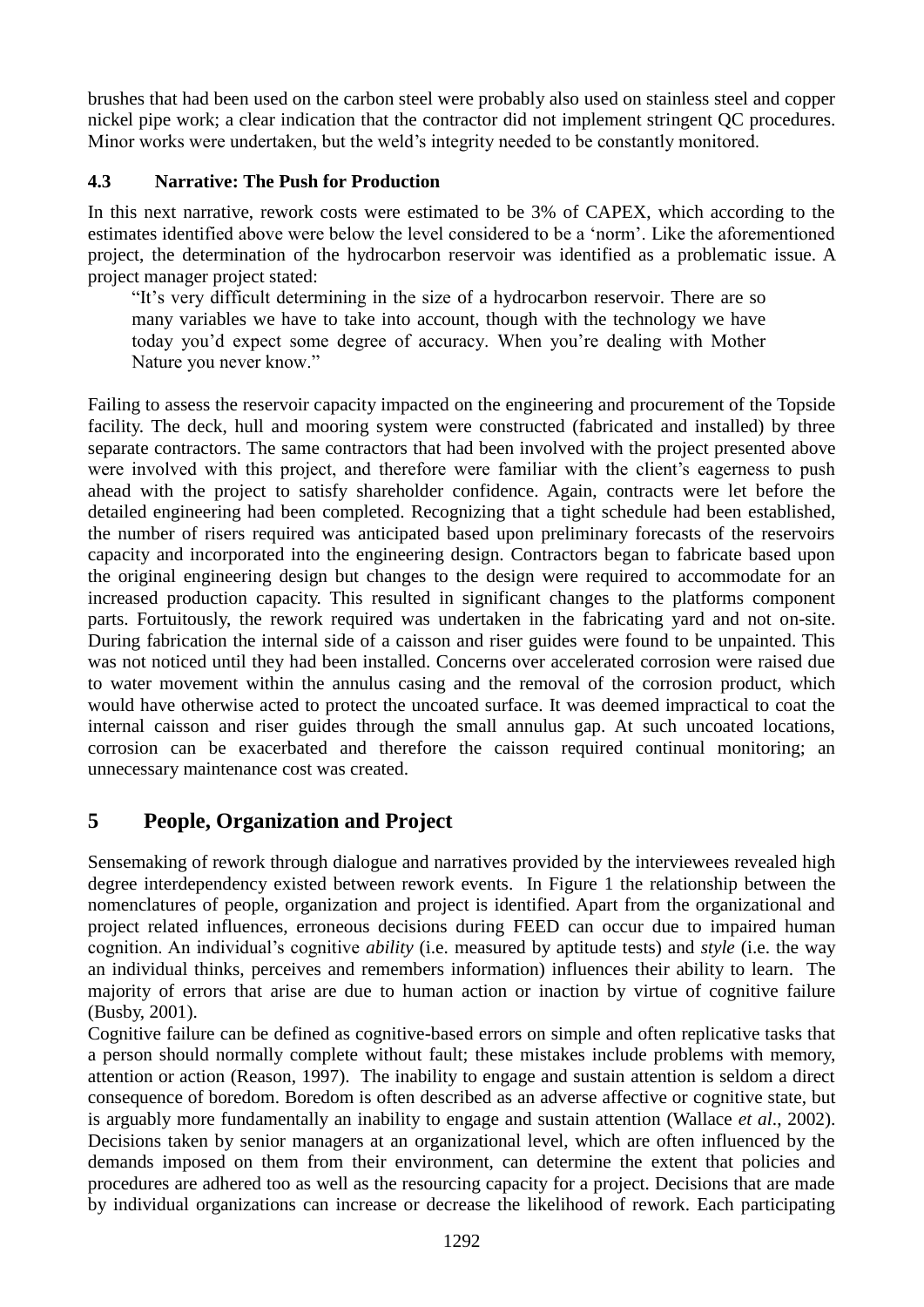brushes that had been used on the carbon steel were probably also used on stainless steel and copper nickel pipe work; a clear indication that the contractor did not implement stringent QC procedures. Minor works were undertaken, but the weld's integrity needed to be constantly monitored.

### 4.3 Narrative: The Push for Production

In this next narrative, rework costs were estimated to be 3% of CAPEX, which according to the estimates identified above were below the level considered to be a 'norm'. Like the aforementioned project, the determination of the hydrocarbon reservoir was identified as a problematic issue. A project manager project stated:

> "It's very difficult determining in the size of a hydrocarbon reservoir. There are so many variables we have to take into account, though with the technology we have today you'd expect some degree of accuracy. When you're dealing with Mother Nature you never know."

Failing to assess the reservoir capacity impacted on the engineering and procurement of the Topside facility. The deck, hull and mooring system were constructed (fabricated and installed) by three separate contractors. The same contractors that had been involved with the project presented above were involved with this project, and therefore were familiar with the client's eagerness to push ahead with the project to satisfy shareholder confidence. Again, contracts were let before the detailed engineering had been completed. Recognizing that a tight schedule had been established, the number of risers required was anticipated based upon preliminary forecasts of the reservoirs capacity and incorporated into the engineering design. Contractors began to fabricate based upon the original engineering design but changes to the design were required to accommodate for an increased production capacity. This resulted in significant changes to the platforms component parts. Fortuitously, the rework required was undertaken in the fabricating yard and not on-site. During fabrication the internal side of a caisson and riser guides were found to be unpainted. This was not noticed until they had been installed. Concerns over accelerated corrosion were raised due to water movement within the annulus casing and the removal of the corrosion product, which would have otherwise acted to protect the uncoated surface. It was deemed impractical to coat the internal caisson and riser guides through the small annulus gap. At such uncoated locations, corrosion can be exacerbated and therefore the caisson required continual monitoring; an unnecessary maintenance cost was created.

## 5 People, Organization and Project

Sensemaking of rework through dialogue and narratives provided by the interviewees revealed high degree interdependency existed between rework events. In Figure 1 the relationship between the nomenclatures of people, organization and project is identified. Apart from the organizational and project related influences, erroneous decisions during FEED can occur due to impaired human cognition. An individual's cognitive *ability* (i.e. measured by aptitude tests) and *style* (i.e. the way an individual thinks, perceives and remembers information) influences their ability to learn. The majority of errors that arise are due to human action or inaction by virtue of cognitive failure (Busby, 2001).

Cognitive failure can be defined as cognitive-based errors on simple and often replicative tasks that a person should normally complete without fault; these mistakes include problems with memory, attention or action (Reason, 1997). The inability to engage and sustain attention is seldom a direct consequence of boredom. Boredom is often described as an adverse affective or cognitive state, but is arguably more fundamentally an inability to engage and sustain attention (Wallace *et al*., 2002). Decisions taken by senior managers at an organizational level, which are often influenced by the demands imposed on them from their environment, can determine the extent that policies and procedures are adhered too as well as the resourcing capacity for a project. Decisions that are made by individual organizations can increase or decrease the likelihood of rework. Each participating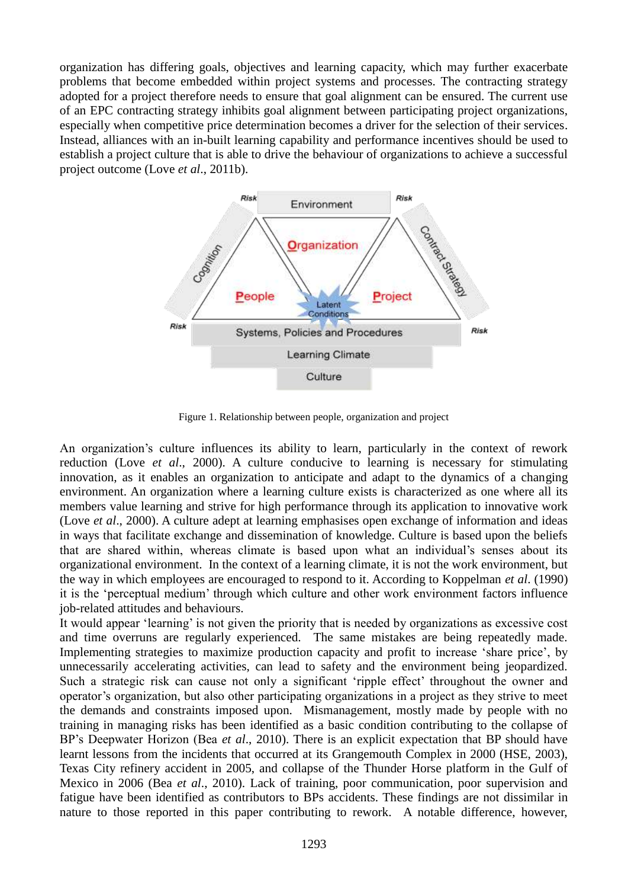organization has differing goals, objectives and learning capacity, which may further exacerbate problems that become embedded within project systems and processes. The contracting strategy adopted for a project therefore needs to ensure that goal alignment can be ensured. The current use of an EPC contracting strategy inhibits goal alignment between participating project organizations, especially when competitive price determination becomes a driver for the selection of their services. Instead, alliances with an in-built learning capability and performance incentives should be used to establish a project culture that is able to drive the behaviour of organizations to achieve a successful project outcome (Love *et al*., 2011b).

Figure 1. Relationship between people, organization and project

An organization's culture influences its ability to learn, particularly in the context of rework reduction (Love *et al*., 2000). A culture conducive to learning is necessary for stimulating innovation, as it enables an organization to anticipate and adapt to the dynamics of a changing environment. An organization where a learning culture exists is characterized as one where all its members value learning and strive for high performance through its application to innovative work (Love *et al*., 2000). A culture adept at learning emphasises open exchange of information and ideas in ways that facilitate exchange and dissemination of knowledge. Culture is based upon the beliefs that are shared within, whereas climate is based upon what an individual's senses about its organizational environment. In the context of a learning climate, it is not the work environment, but the way in which employees are encouraged to respond to it. According to Koppelman *et al*. (1990) it is the 'perceptual medium' through which culture and other work environment factors influence job-related attitudes and behaviours.

It would appear 'learning' is not given the priority that is needed by organizations as excessive cost and time overruns are regularly experienced. The same mistakes are being repeatedly made. Implementing strategies to maximize production capacity and profit to increase 'share price', by unnecessarily accelerating activities, can lead to safety and the environment being jeopardized. Such a strategic risk can cause not only a significant 'ripple effect' throughout the owner and operator's organization, but also other participating organizations in a project as they strive to meet the demands and constraints imposed upon. Mismanagement, mostly made by people with no training in managing risks has been identified as a basic condition contributing to the collapse of BP's Deepwater Horizon (Bea *et al*., 2010). There is an explicit expectation that BP should have learnt lessons from the incidents that occurred at its Grangemouth Complex in 2000 (HSE, 2003), Texas City refinery accident in 2005, and collapse of the Thunder Horse platform in the Gulf of Mexico in 2006 (Bea *et al*., 2010). Lack of training, poor communication, poor supervision and fatigue have been identified as contributors to BPs accidents. These findings are not dissimilar in nature to those reported in this paper contributing to rework. A notable difference, however,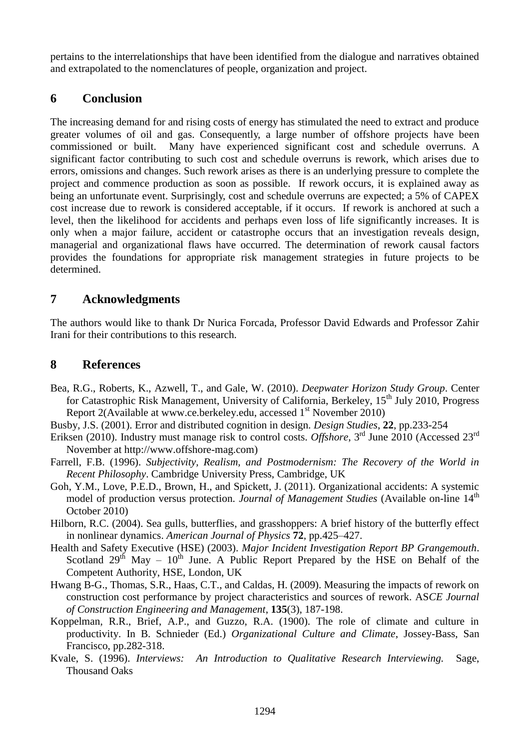pertains to the interrelationships that have been identified from the dialogue and narratives obtained and extrapolated to the nomenclatures of people, organization and project.

## 6 Conclusion

The increasing demand for and rising costs of energy has stimulated the need to extract and produce greater volumes of oil and gas. Consequently, a large number of offshore projects have been commissioned or built. Many have experienced significant cost and schedule overruns. A significant factor contributing to such cost and schedule overruns is rework, which arises due to errors, omissions and changes. Such rework arises as there is an underlying pressure to complete the project and commence production as soon as possible. If rework occurs, it is explained away as being an unfortunate event. Surprisingly, cost and schedule overruns are expected; a 5% of CAPEX cost increase due to rework is considered acceptable, if it occurs. If rework is anchored at such a level, then the likelihood for accidents and perhaps even loss of life significantly increases. It is only when a major failure, accident or catastrophe occurs that an investigation reveals design, managerial and organizational flaws have occurred. The determination of rework causal factors provides the foundations for appropriate risk management strategies in future projects to be determined.

## 7 Acknowledgments

The authors would like to thank Dr Nurica Forcada, Professor David Edwards and Professor Zahir Irani for their contributions to this research.

## 8 References

Bea, R.G., Roberts, K., Azwell, T., and Gale, W. (2010). *Deepwater Horizon Study Group*. Center for Catastrophic Risk Management, University of California, Berkeley, 15th July 2010, Progress Report 2(Available at www.ce.berkeley.edu, accessed 1st November 2010)

Busby, J.S. (2001). Error and distributed cognition in design. *Design Studies*, **22**, pp.233-254

Eriksen (2010). Industry must manage risk to control costs. *Offshore*, 3rd June 2010 (Accessed 23rd November at http://www.offshore-mag.com)

Farrell, F.B. (1996). *Subjectivity, Realism, and Postmodernism: The Recovery of the World in Recent Philosophy*. Cambridge University Press, Cambridge, UK

Goh, Y.M., Love, P.E.D., Brown, H., and Spickett, J. (2011). Organizational accidents: A systemic model of production versus protection. *Journal of Management Studies* (Available on-line 14th October 2010)

Hilborn, R.C. (2004). Sea gulls, butterflies, and grasshoppers: A brief history of the butterfly effect in nonlinear dynamics. *American Journal of Physics* **72**, pp.425–427.

Health and Safety Executive (HSE) (2003). *Major Incident Investigation Report BP Grangemouth*. Scotland 29th May – 10th June. A Public Report Prepared by the HSE on Behalf of the Competent Authority, HSE, London, UK

Hwang B-G., Thomas, S.R., Haas, C.T., and Caldas, H. (2009). Measuring the impacts of rework on construction cost performance by project characteristics and sources of rework. AS*CE Journal of Construction Engineering and Management*, **135**(3), 187-198.

Koppelman, R.R., Brief, A.P., and Guzzo, R.A. (1900). The role of climate and culture in productivity. In B. Schnieder (Ed.) *Organizational Culture and Climate*, Jossey-Bass, San Francisco, pp.282-318.

Kvale, S. (1996). *Interviews: An Introduction to Qualitative Research Interviewing.* Sage, Thousand Oaks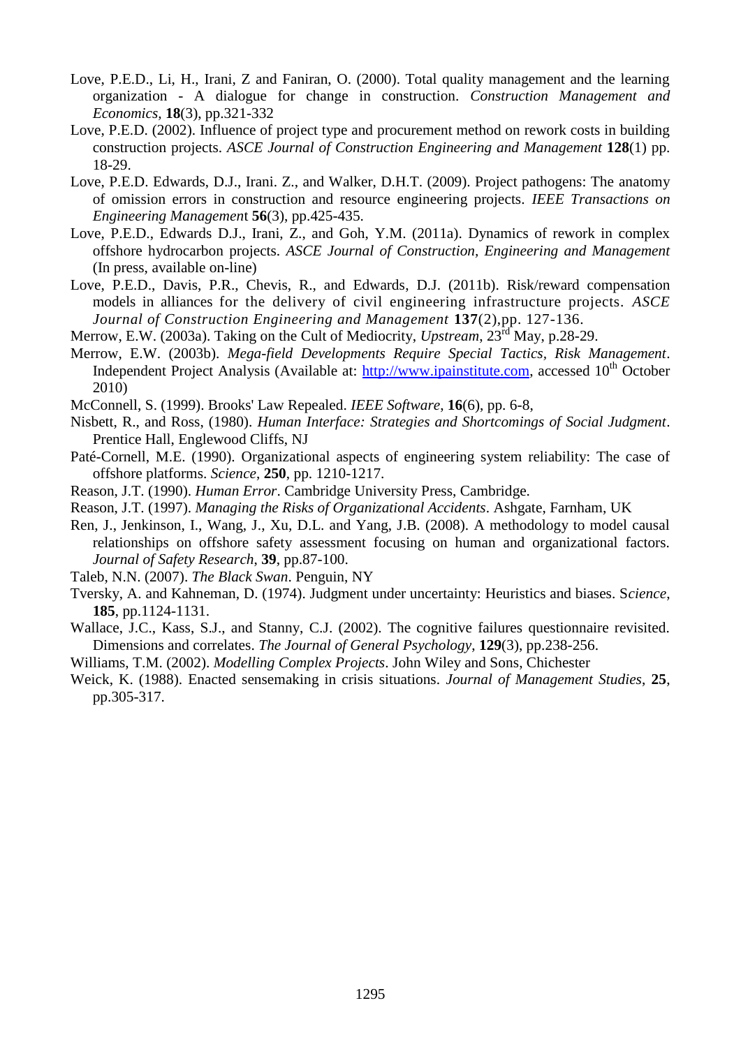Love, P.E.D., Li, H., Irani, Z and Faniran, O. (2000). Total quality management and the learning organization - A dialogue for change in construction. *Construction Management and Economics*, **18**(3), pp.321-332

Love, P.E.D. (2002). Influence of project type and procurement method on rework costs in building construction projects. *ASCE Journal of Construction Engineering and Management* **128**(1) pp. 18-29.

Love, P.E.D. Edwards, D.J., Irani. Z., and Walker, D.H.T. (2009). Project pathogens: The anatomy of omission errors in construction and resource engineering projects. *IEEE Transactions on Engineering Management* **56**(3), pp.425-435.

Love, P.E.D., Edwards D.J., Irani, Z., and Goh, Y.M. (2011a). Dynamics of rework in complex offshore hydrocarbon projects. *ASCE Journal of Construction, Engineering and Management* (In press, available on-line)

Love, P.E.D., Davis, P.R., Chevis, R., and Edwards, D.J. (2011b). Risk/reward compensation models in alliances for the delivery of civil engineering infrastructure projects. *ASCE Journal of Construction Engineering and Management* **137**(2),pp. 127-136.

Merrow, E.W. (2003a). Taking on the Cult of Mediocrity, *Upstream*, 23rd May, p.28-29.

Merrow, E.W. (2003b). *Mega-field Developments Require Special Tactics, Risk Management*. Independent Project Analysis (Available at: http://www.ipainstitute.com, accessed 10th October 2010)

McConnell, S. (1999). Brooks' Law Repealed. *IEEE Software*, **16**(6), pp. 6-8,

Nisbett, R., and Ross, (1980). *Human Interface: Strategies and Shortcomings of Social Judgment*. Prentice Hall, Englewood Cliffs, NJ

Paté-Cornell, M.E. (1990). Organizational aspects of engineering system reliability: The case of offshore platforms. *Science*, **250**, pp. 1210-1217.

Reason, J.T. (1990). *Human Error*. Cambridge University Press, Cambridge.

Reason, J.T. (1997). *Managing the Risks of Organizational Accidents*. Ashgate, Farnham, UK

Ren, J., Jenkinson, I., Wang, J., Xu, D.L. and Yang, J.B. (2008). A methodology to model causal relationships on offshore safety assessment focusing on human and organizational factors. *Journal of Safety Research*, **39**, pp.87-100.

Taleb, N.N. (2007). *The Black Swan*. Penguin, NY

Tversky, A. and Kahneman, D. (1974). Judgment under uncertainty: Heuristics and biases. S*cience*, **185**, pp.1124-1131.

Wallace, J.C., Kass, S.J., and Stanny, C.J. (2002). The cognitive failures questionnaire revisited. Dimensions and correlates. *The Journal of General Psychology*, **129**(3), pp.238-256.

Williams, T.M. (2002). *Modelling Complex Projects*. John Wiley and Sons, Chichester

Weick, K. (1988). Enacted sensemaking in crisis situations. *Journal of Management Studies*, **25**, pp.305-317.